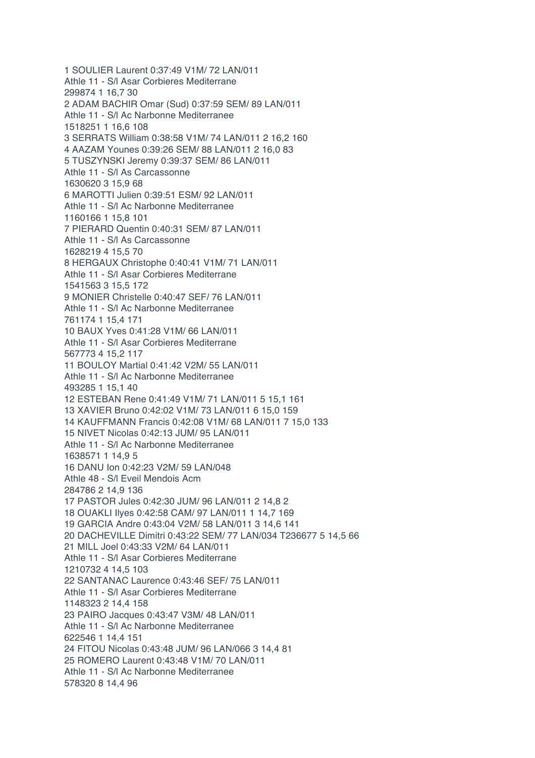1 SOULIER Laurent 0:37:49 V1M/ 72 LAN/011
Athle 11 - S/l Asar Corbieres Mediterrane
299874 1 16,7 30
2 ADAM BACHIR Omar (Sud) 0:37:59 SEM/ 89 LAN/011
Athle 11 - S/l Ac Narbonne Mediterranee
1518251 1 16,6 108
3 SERRATS William 0:38:58 V1M/ 74 LAN/011 2 16,2 160
4 AAZAM Younes 0:39:26 SEM/ 88 LAN/011 2 16,0 83
5 TUSZYNSKI Jeremy 0:39:37 SEM/ 86 LAN/011
Athle 11 - S/l As Carcassonne
1630620 3 15,9 68
6 MAROTTI Julien 0:39:51 ESM/ 92 LAN/011
Athle 11 - S/l Ac Narbonne Mediterranee
1160166 1 15,8 101
7 PIERARD Quentin 0:40:31 SEM/ 87 LAN/011
Athle 11 - S/l As Carcassonne
1628219 4 15,5 70
8 HERGAUX Christophe 0:40:41 V1M/ 71 LAN/011
Athle 11 - S/l Asar Corbieres Mediterrane
1541563 3 15,5 172
9 MONIER Christelle 0:40:47 SEF/ 76 LAN/011
Athle 11 - S/l Ac Narbonne Mediterranee
761174 1 15,4 171
10 BAUX Yves 0:41:28 V1M/ 66 LAN/011
Athle 11 - S/l Asar Corbieres Mediterrane
567773 4 15,2 117
11 BOULOY Martial 0:41:42 V2M/ 55 LAN/011
Athle 11 - S/l Ac Narbonne Mediterranee
493285 1 15,1 40
12 ESTEBAN Rene 0:41:49 V1M/ 71 LAN/011 5 15,1 161
13 XAVIER Bruno 0:42:02 V1M/ 73 LAN/011 6 15,0 159
14 KAUFFMANN Francis 0:42:08 V1M/ 68 LAN/011 7 15,0 133
15 NIVET Nicolas 0:42:13 JUM/ 95 LAN/011
Athle 11 - S/l Ac Narbonne Mediterranee
1638571 1 14,9 5
16 DANU Ion 0:42:23 V2M/ 59 LAN/048
Athle 48 - S/l Eveil Mendois Acm
284786 2 14,9 136
17 PASTOR Jules 0:42:30 JUM/ 96 LAN/011 2 14,8 2
18 OUAKLI Ilyes 0:42:58 CAM/ 97 LAN/011 1 14,7 169
19 GARCIA Andre 0:43:04 V2M/ 58 LAN/011 3 14,6 141
20 DACHEVILLE Dimitri 0:43:22 SEM/ 77 LAN/034 T236677 5 14,5 66
21 MILL Joel 0:43:33 V2M/ 64 LAN/011
Athle 11 - S/l Asar Corbieres Mediterrane
1210732 4 14,5 103
22 SANTANAC Laurence 0:43:46 SEF/ 75 LAN/011
Athle 11 - S/l Asar Corbieres Mediterrane
1148323 2 14,4 158
23 PAIRO Jacques 0:43:47 V3M/ 48 LAN/011
Athle 11 - S/l Ac Narbonne Mediterranee
622546 1 14,4 151
24 FITOU Nicolas 0:43:48 JUM/ 96 LAN/066 3 14,4 81
25 ROMERO Laurent 0:43:48 V1M/ 70 LAN/011
Athle 11 - S/l Ac Narbonne Mediterranee
578320 8 14,4 96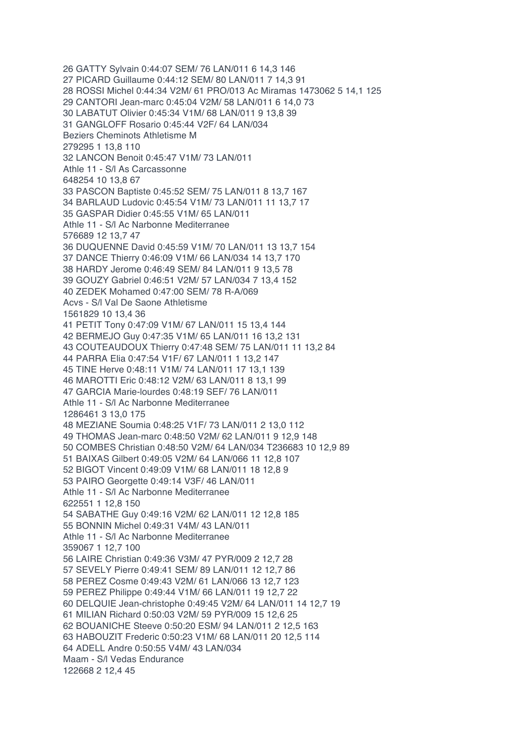26 GATTY Sylvain 0:44:07 SEM/ 76 LAN/011 6 14,3 146
27 PICARD Guillaume 0:44:12 SEM/ 80 LAN/011 7 14,3 91
28 ROSSI Michel 0:44:34 V2M/ 61 PRO/013 Ac Miramas 1473062 5 14,1 125
29 CANTORI Jean-marc 0:45:04 V2M/ 58 LAN/011 6 14,0 73
30 LABATUT Olivier 0:45:34 V1M/ 68 LAN/011 9 13,8 39
31 GANGLOFF Rosario 0:45:44 V2F/ 64 LAN/034
Beziers Cheminots Athletisme M
279295 1 13,8 110
32 LANCON Benoit 0:45:47 V1M/ 73 LAN/011
Athle 11 - S/l As Carcassonne
648254 10 13,8 67
33 PASCON Baptiste 0:45:52 SEM/ 75 LAN/011 8 13,7 167
34 BARLAUD Ludovic 0:45:54 V1M/ 73 LAN/011 11 13,7 17
35 GASPAR Didier 0:45:55 V1M/ 65 LAN/011
Athle 11 - S/l Ac Narbonne Mediterranee
576689 12 13,7 47
36 DUQUENNE David 0:45:59 V1M/ 70 LAN/011 13 13,7 154
37 DANCE Thierry 0:46:09 V1M/ 66 LAN/034 14 13,7 170
38 HARDY Jerome 0:46:49 SEM/ 84 LAN/011 9 13,5 78
39 GOUZY Gabriel 0:46:51 V2M/ 57 LAN/034 7 13,4 152
40 ZEDEK Mohamed 0:47:00 SEM/ 78 R-A/069
Acvs - S/l Val De Saone Athletisme
1561829 10 13,4 36
41 PETIT Tony 0:47:09 V1M/ 67 LAN/011 15 13,4 144
42 BERMEJO Guy 0:47:35 V1M/ 65 LAN/011 16 13,2 131
43 COUTEAUDOUX Thierry 0:47:48 SEM/ 75 LAN/011 11 13,2 84
44 PARRA Elia 0:47:54 V1F/ 67 LAN/011 1 13,2 147
45 TINE Herve 0:48:11 V1M/ 74 LAN/011 17 13,1 139
46 MAROTTI Eric 0:48:12 V2M/ 63 LAN/011 8 13,1 99
47 GARCIA Marie-lourdes 0:48:19 SEF/ 76 LAN/011
Athle 11 - S/l Ac Narbonne Mediterranee
1286461 3 13,0 175
48 MEZIANE Soumia 0:48:25 V1F/ 73 LAN/011 2 13,0 112
49 THOMAS Jean-marc 0:48:50 V2M/ 62 LAN/011 9 12,9 148
50 COMBES Christian 0:48:50 V2M/ 64 LAN/034 T236683 10 12,9 89
51 BAIXAS Gilbert 0:49:05 V2M/ 64 LAN/066 11 12,8 107
52 BIGOT Vincent 0:49:09 V1M/ 68 LAN/011 18 12,8 9
53 PAIRO Georgette 0:49:14 V3F/ 46 LAN/011
Athle 11 - S/l Ac Narbonne Mediterranee
622551 1 12,8 150
54 SABATHE Guy 0:49:16 V2M/ 62 LAN/011 12 12,8 185
55 BONNIN Michel 0:49:31 V4M/ 43 LAN/011
Athle 11 - S/l Ac Narbonne Mediterranee
359067 1 12,7 100
56 LAIRE Christian 0:49:36 V3M/ 47 PYR/009 2 12,7 28
57 SEVELY Pierre 0:49:41 SEM/ 89 LAN/011 12 12,7 86
58 PEREZ Cosme 0:49:43 V2M/ 61 LAN/066 13 12,7 123
59 PEREZ Philippe 0:49:44 V1M/ 66 LAN/011 19 12,7 22
60 DELQUIE Jean-christophe 0:49:45 V2M/ 64 LAN/011 14 12,7 19
61 MILIAN Richard 0:50:03 V2M/ 59 PYR/009 15 12,6 25
62 BOUANICHE Steeve 0:50:20 ESM/ 94 LAN/011 2 12,5 163
63 HABOUZIT Frederic 0:50:23 V1M/ 68 LAN/011 20 12,5 114
64 ADELL Andre 0:50:55 V4M/ 43 LAN/034
Maam - S/l Vedas Endurance
122668 2 12,4 45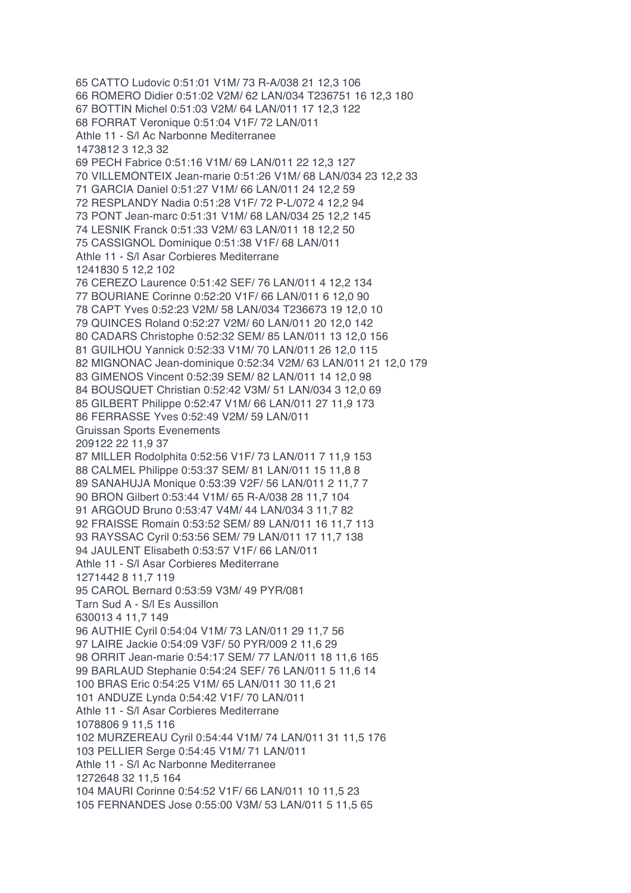65 CATTO Ludovic 0:51:01 V1M/ 73 R-A/038 21 12,3 106
66 ROMERO Didier 0:51:02 V2M/ 62 LAN/034 T236751 16 12,3 180
67 BOTTIN Michel 0:51:03 V2M/ 64 LAN/011 17 12,3 122
68 FORRAT Veronique 0:51:04 V1F/ 72 LAN/011
Athle 11 - S/l Ac Narbonne Mediterranee
1473812 3 12,3 32
69 PECH Fabrice 0:51:16 V1M/ 69 LAN/011 22 12,3 127
70 VILLEMONTEIX Jean-marie 0:51:26 V1M/ 68 LAN/034 23 12,2 33
71 GARCIA Daniel 0:51:27 V1M/ 66 LAN/011 24 12,2 59
72 RESPLANDY Nadia 0:51:28 V1F/ 72 P-L/072 4 12,2 94
73 PONT Jean-marc 0:51:31 V1M/ 68 LAN/034 25 12,2 145
74 LESNIK Franck 0:51:33 V2M/ 63 LAN/011 18 12,2 50
75 CASSIGNOL Dominique 0:51:38 V1F/ 68 LAN/011
Athle 11 - S/l Asar Corbieres Mediterrane
1241830 5 12,2 102
76 CEREZO Laurence 0:51:42 SEF/ 76 LAN/011 4 12,2 134
77 BOURIANE Corinne 0:52:20 V1F/ 66 LAN/011 6 12,0 90
78 CAPT Yves 0:52:23 V2M/ 58 LAN/034 T236673 19 12,0 10
79 QUINCES Roland 0:52:27 V2M/ 60 LAN/011 20 12,0 142
80 CADARS Christophe 0:52:32 SEM/ 85 LAN/011 13 12,0 156
81 GUILHOU Yannick 0:52:33 V1M/ 70 LAN/011 26 12,0 115
82 MIGNONAC Jean-dominique 0:52:34 V2M/ 63 LAN/011 21 12,0 179
83 GIMENOS Vincent 0:52:39 SEM/ 82 LAN/011 14 12,0 98
84 BOUSQUET Christian 0:52:42 V3M/ 51 LAN/034 3 12,0 69
85 GILBERT Philippe 0:52:47 V1M/ 66 LAN/011 27 11,9 173
86 FERRASSE Yves 0:52:49 V2M/ 59 LAN/011
Gruissan Sports Evenements
209122 22 11,9 37
87 MILLER Rodolphita 0:52:56 V1F/ 73 LAN/011 7 11,9 153
88 CALMEL Philippe 0:53:37 SEM/ 81 LAN/011 15 11,8 8
89 SANAHUJA Monique 0:53:39 V2F/ 56 LAN/011 2 11,7 7
90 BRON Gilbert 0:53:44 V1M/ 65 R-A/038 28 11,7 104
91 ARGOUD Bruno 0:53:47 V4M/ 44 LAN/034 3 11,7 82
92 FRAISSE Romain 0:53:52 SEM/ 89 LAN/011 16 11,7 113
93 RAYSSAC Cyril 0:53:56 SEM/ 79 LAN/011 17 11,7 138
94 JAULENT Elisabeth 0:53:57 V1F/ 66 LAN/011
Athle 11 - S/l Asar Corbieres Mediterrane
1271442 8 11,7 119
95 CAROL Bernard 0:53:59 V3M/ 49 PYR/081
Tarn Sud A - S/l Es Aussillon
630013 4 11,7 149
96 AUTHIE Cyril 0:54:04 V1M/ 73 LAN/011 29 11,7 56
97 LAIRE Jackie 0:54:09 V3F/ 50 PYR/009 2 11,6 29
98 ORRIT Jean-marie 0:54:17 SEM/ 77 LAN/011 18 11,6 165
99 BARLAUD Stephanie 0:54:24 SEF/ 76 LAN/011 5 11,6 14
100 BRAS Eric 0:54:25 V1M/ 65 LAN/011 30 11,6 21
101 ANDUZE Lynda 0:54:42 V1F/ 70 LAN/011
Athle 11 - S/l Asar Corbieres Mediterrane
1078806 9 11,5 116
102 MURZEREAU Cyril 0:54:44 V1M/ 74 LAN/011 31 11,5 176
103 PELLIER Serge 0:54:45 V1M/ 71 LAN/011
Athle 11 - S/l Ac Narbonne Mediterranee
1272648 32 11,5 164
104 MAURI Corinne 0:54:52 V1F/ 66 LAN/011 10 11,5 23
105 FERNANDES Jose 0:55:00 V3M/ 53 LAN/011 5 11,5 65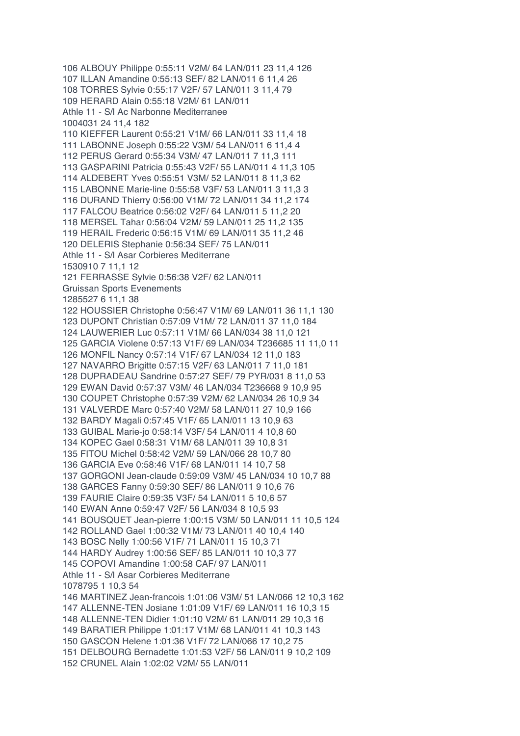106 ALBOUY Philippe 0:55:11 V2M/ 64 LAN/011 23 11,4 126
107 ILLAN Amandine 0:55:13 SEF/ 82 LAN/011 6 11,4 26
108 TORRES Sylvie 0:55:17 V2F/ 57 LAN/011 3 11,4 79
109 HERARD Alain 0:55:18 V2M/ 61 LAN/011
Athle 11 - S/l Ac Narbonne Mediterranee
1004031 24 11,4 182
110 KIEFFER Laurent 0:55:21 V1M/ 66 LAN/011 33 11,4 18
111 LABONNE Joseph 0:55:22 V3M/ 54 LAN/011 6 11,4 4
112 PERUS Gerard 0:55:34 V3M/ 47 LAN/011 7 11,3 111
113 GASPARINI Patricia 0:55:43 V2F/ 55 LAN/011 4 11,3 105
114 ALDEBERT Yves 0:55:51 V3M/ 52 LAN/011 8 11,3 62
115 LABONNE Marie-line 0:55:58 V3F/ 53 LAN/011 3 11,3 3
116 DURAND Thierry 0:56:00 V1M/ 72 LAN/011 34 11,2 174
117 FALCOU Beatrice 0:56:02 V2F/ 64 LAN/011 5 11,2 20
118 MERSEL Tahar 0:56:04 V2M/ 59 LAN/011 25 11,2 135
119 HERAIL Frederic 0:56:15 V1M/ 69 LAN/011 35 11,2 46
120 DELERIS Stephanie 0:56:34 SEF/ 75 LAN/011
Athle 11 - S/l Asar Corbieres Mediterrane
1530910 7 11,1 12
121 FERRASSE Sylvie 0:56:38 V2F/ 62 LAN/011
Gruissan Sports Evenements
1285527 6 11,1 38
122 HOUSSIER Christophe 0:56:47 V1M/ 69 LAN/011 36 11,1 130
123 DUPONT Christian 0:57:09 V1M/ 72 LAN/011 37 11,0 184
124 LAUWERIER Luc 0:57:11 V1M/ 66 LAN/034 38 11,0 121
125 GARCIA Violene 0:57:13 V1F/ 69 LAN/034 T236685 11 11,0 11
126 MONFIL Nancy 0:57:14 V1F/ 67 LAN/034 12 11,0 183
127 NAVARRO Brigitte 0:57:15 V2F/ 63 LAN/011 7 11,0 181
128 DUPRADEAU Sandrine 0:57:27 SEF/ 79 PYR/031 8 11,0 53
129 EWAN David 0:57:37 V3M/ 46 LAN/034 T236668 9 10,9 95
130 COUPET Christophe 0:57:39 V2M/ 62 LAN/034 26 10,9 34
131 VALVERDE Marc 0:57:40 V2M/ 58 LAN/011 27 10,9 166
132 BARDY Magali 0:57:45 V1F/ 65 LAN/011 13 10,9 63
133 GUIBAL Marie-jo 0:58:14 V3F/ 54 LAN/011 4 10,8 60
134 KOPEC Gael 0:58:31 V1M/ 68 LAN/011 39 10,8 31
135 FITOU Michel 0:58:42 V2M/ 59 LAN/066 28 10,7 80
136 GARCIA Eve 0:58:46 V1F/ 68 LAN/011 14 10,7 58
137 GORGONI Jean-claude 0:59:09 V3M/ 45 LAN/034 10 10,7 88
138 GARCES Fanny 0:59:30 SEF/ 86 LAN/011 9 10,6 76
139 FAURIE Claire 0:59:35 V3F/ 54 LAN/011 5 10,6 57
140 EWAN Anne 0:59:47 V2F/ 56 LAN/034 8 10,5 93
141 BOUSQUET Jean-pierre 1:00:15 V3M/ 50 LAN/011 11 10,5 124
142 ROLLAND Gael 1:00:32 V1M/ 73 LAN/011 40 10,4 140
143 BOSC Nelly 1:00:56 V1F/ 71 LAN/011 15 10,3 71
144 HARDY Audrey 1:00:56 SEF/ 85 LAN/011 10 10,3 77
145 COPOVI Amandine 1:00:58 CAF/ 97 LAN/011
Athle 11 - S/l Asar Corbieres Mediterrane
1078795 1 10,3 54
146 MARTINEZ Jean-francois 1:01:06 V3M/ 51 LAN/066 12 10,3 162
147 ALLENNE-TEN Josiane 1:01:09 V1F/ 69 LAN/011 16 10,3 15
148 ALLENNE-TEN Didier 1:01:10 V2M/ 61 LAN/011 29 10,3 16
149 BARATIER Philippe 1:01:17 V1M/ 68 LAN/011 41 10,3 143
150 GASCON Helene 1:01:36 V1F/ 72 LAN/066 17 10,2 75
151 DELBOURG Bernadette 1:01:53 V2F/ 56 LAN/011 9 10,2 109
152 CRUNEL Alain 1:02:02 V2M/ 55 LAN/011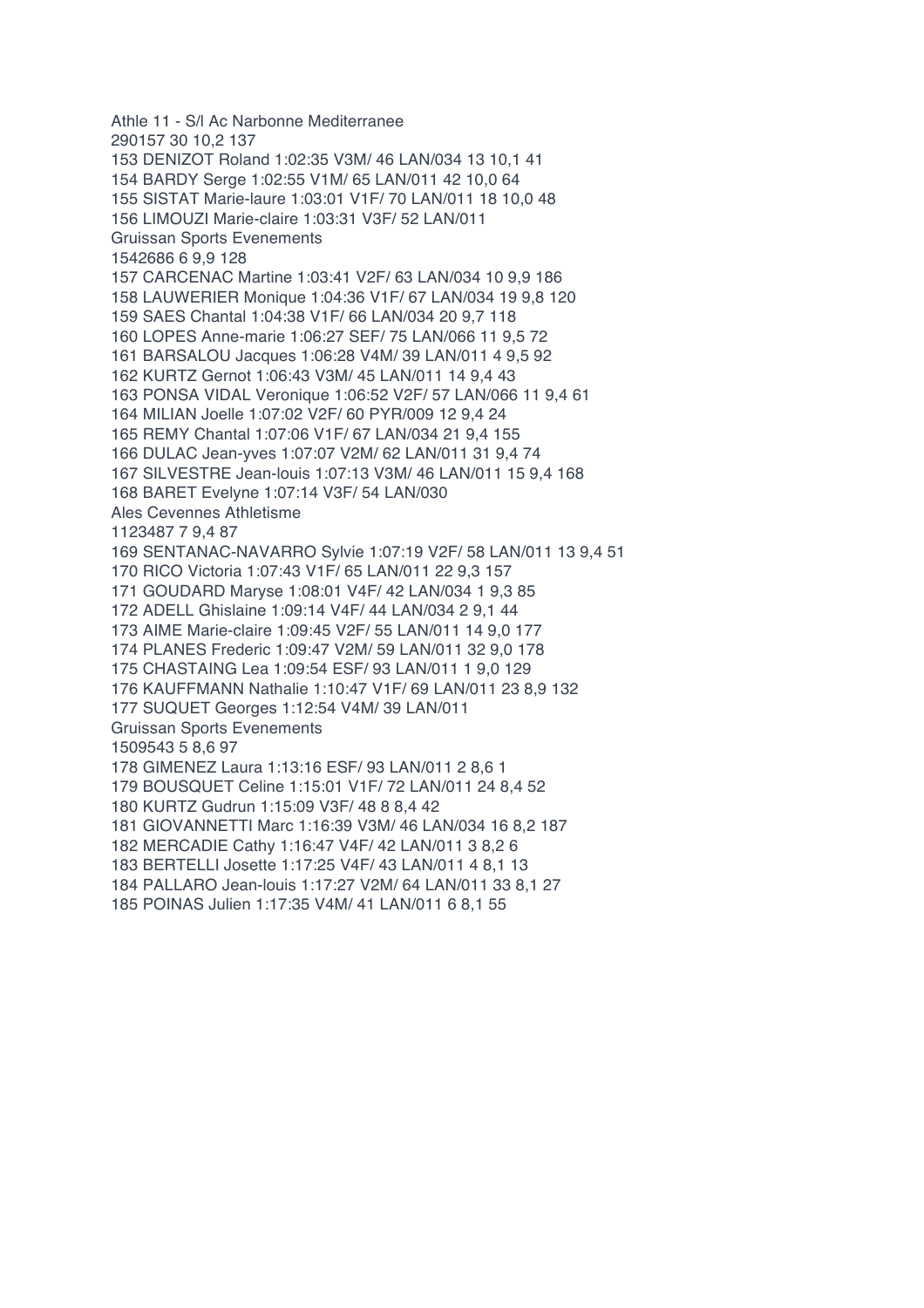Athle 11 - S/l Ac Narbonne Mediterranee
290157 30 10,2 137
153 DENIZOT Roland 1:02:35 V3M/ 46 LAN/034 13 10,1 41
154 BARDY Serge 1:02:55 V1M/ 65 LAN/011 42 10,0 64
155 SISTAT Marie-laure 1:03:01 V1F/ 70 LAN/011 18 10,0 48
156 LIMOUZI Marie-claire 1:03:31 V3F/ 52 LAN/011
Gruissan Sports Evenements
1542686 6 9,9 128
157 CARCENAC Martine 1:03:41 V2F/ 63 LAN/034 10 9,9 186
158 LAUWERIER Monique 1:04:36 V1F/ 67 LAN/034 19 9,8 120
159 SAES Chantal 1:04:38 V1F/ 66 LAN/034 20 9,7 118
160 LOPES Anne-marie 1:06:27 SEF/ 75 LAN/066 11 9,5 72
161 BARSALOU Jacques 1:06:28 V4M/ 39 LAN/011 4 9,5 92
162 KURTZ Gernot 1:06:43 V3M/ 45 LAN/011 14 9,4 43
163 PONSA VIDAL Veronique 1:06:52 V2F/ 57 LAN/066 11 9,4 61
164 MILIAN Joelle 1:07:02 V2F/ 60 PYR/009 12 9,4 24
165 REMY Chantal 1:07:06 V1F/ 67 LAN/034 21 9,4 155
166 DULAC Jean-yves 1:07:07 V2M/ 62 LAN/011 31 9,4 74
167 SILVESTRE Jean-louis 1:07:13 V3M/ 46 LAN/011 15 9,4 168
168 BARET Evelyne 1:07:14 V3F/ 54 LAN/030
Ales Cevennes Athletisme
1123487 7 9,4 87
169 SENTANAC-NAVARRO Sylvie 1:07:19 V2F/ 58 LAN/011 13 9,4 51
170 RICO Victoria 1:07:43 V1F/ 65 LAN/011 22 9,3 157
171 GOUDARD Maryse 1:08:01 V4F/ 42 LAN/034 1 9,3 85
172 ADELL Ghislaine 1:09:14 V4F/ 44 LAN/034 2 9,1 44
173 AIME Marie-claire 1:09:45 V2F/ 55 LAN/011 14 9,0 177
174 PLANES Frederic 1:09:47 V2M/ 59 LAN/011 32 9,0 178
175 CHASTAING Lea 1:09:54 ESF/ 93 LAN/011 1 9,0 129
176 KAUFFMANN Nathalie 1:10:47 V1F/ 69 LAN/011 23 8,9 132
177 SUQUET Georges 1:12:54 V4M/ 39 LAN/011
Gruissan Sports Evenements
1509543 5 8,6 97
178 GIMENEZ Laura 1:13:16 ESF/ 93 LAN/011 2 8,6 1
179 BOUSQUET Celine 1:15:01 V1F/ 72 LAN/011 24 8,4 52
180 KURTZ Gudrun 1:15:09 V3F/ 48 8 8,4 42
181 GIOVANNETTI Marc 1:16:39 V3M/ 46 LAN/034 16 8,2 187
182 MERCADIE Cathy 1:16:47 V4F/ 42 LAN/011 3 8,2 6
183 BERTELLI Josette 1:17:25 V4F/ 43 LAN/011 4 8,1 13
184 PALLARO Jean-louis 1:17:27 V2M/ 64 LAN/011 33 8,1 27
185 POINAS Julien 1:17:35 V4M/ 41 LAN/011 6 8,1 55